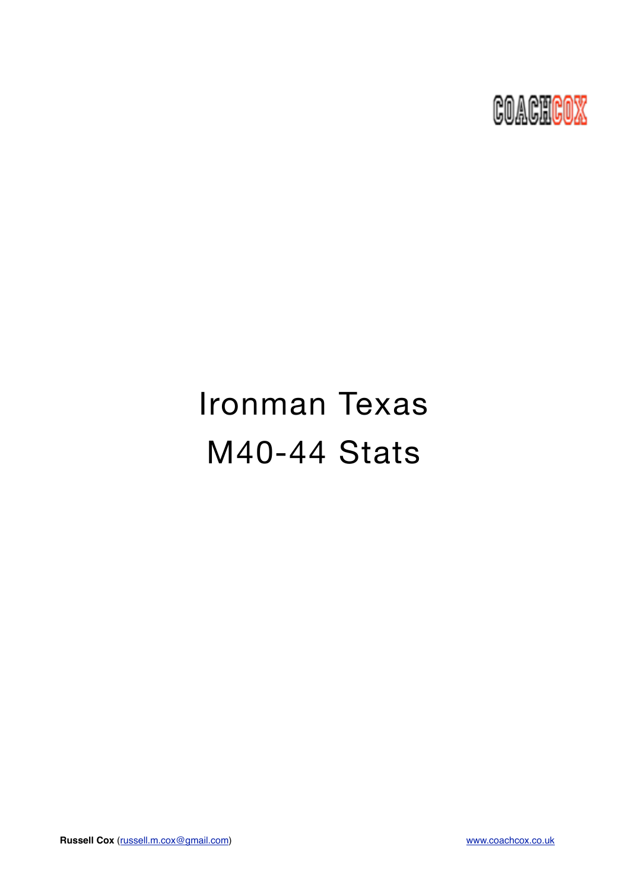COACHCOX

# Ironman Texas
# M40-44 Stats

**Russell Cox** (russell.m.cox@gmail.com) www.coachcox.co.uk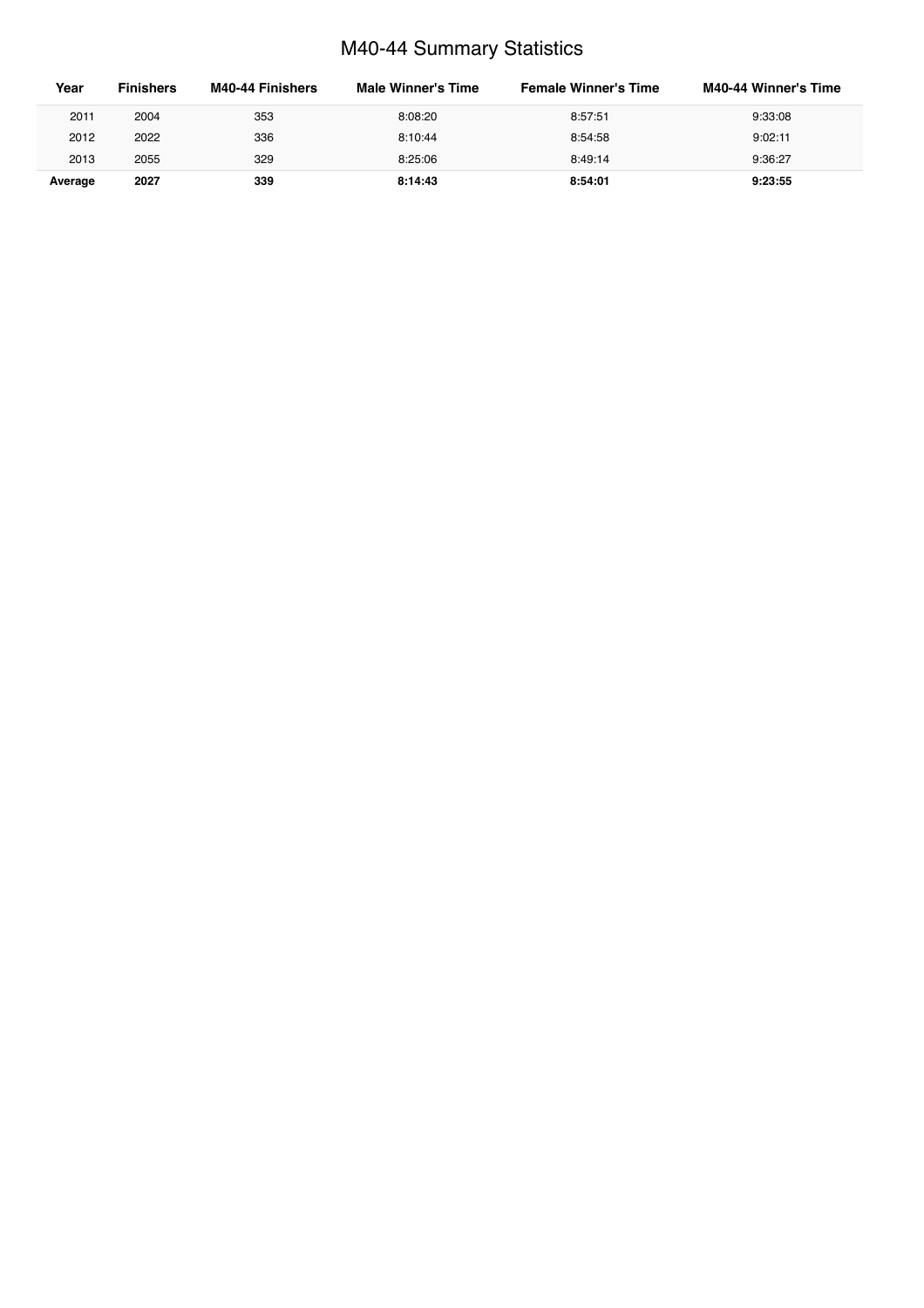# M40-44 Summary Statistics

| Year | Finishers | M40-44 Finishers | Male Winner's Time | Female Winner's Time | M40-44 Winner's Time |
|---|---|---|---|---|---|
| 2011 | 2004 | 353 | 8:08:20 | 8:57:51 | 9:33:08 |
| 2012 | 2022 | 336 | 8:10:44 | 8:54:58 | 9:02:11 |
| 2013 | 2055 | 329 | 8:25:06 | 8:49:14 | 9:36:27 |
| **Average** | **2027** | **339** | **8:14:43** | **8:54:01** | **9:23:55** |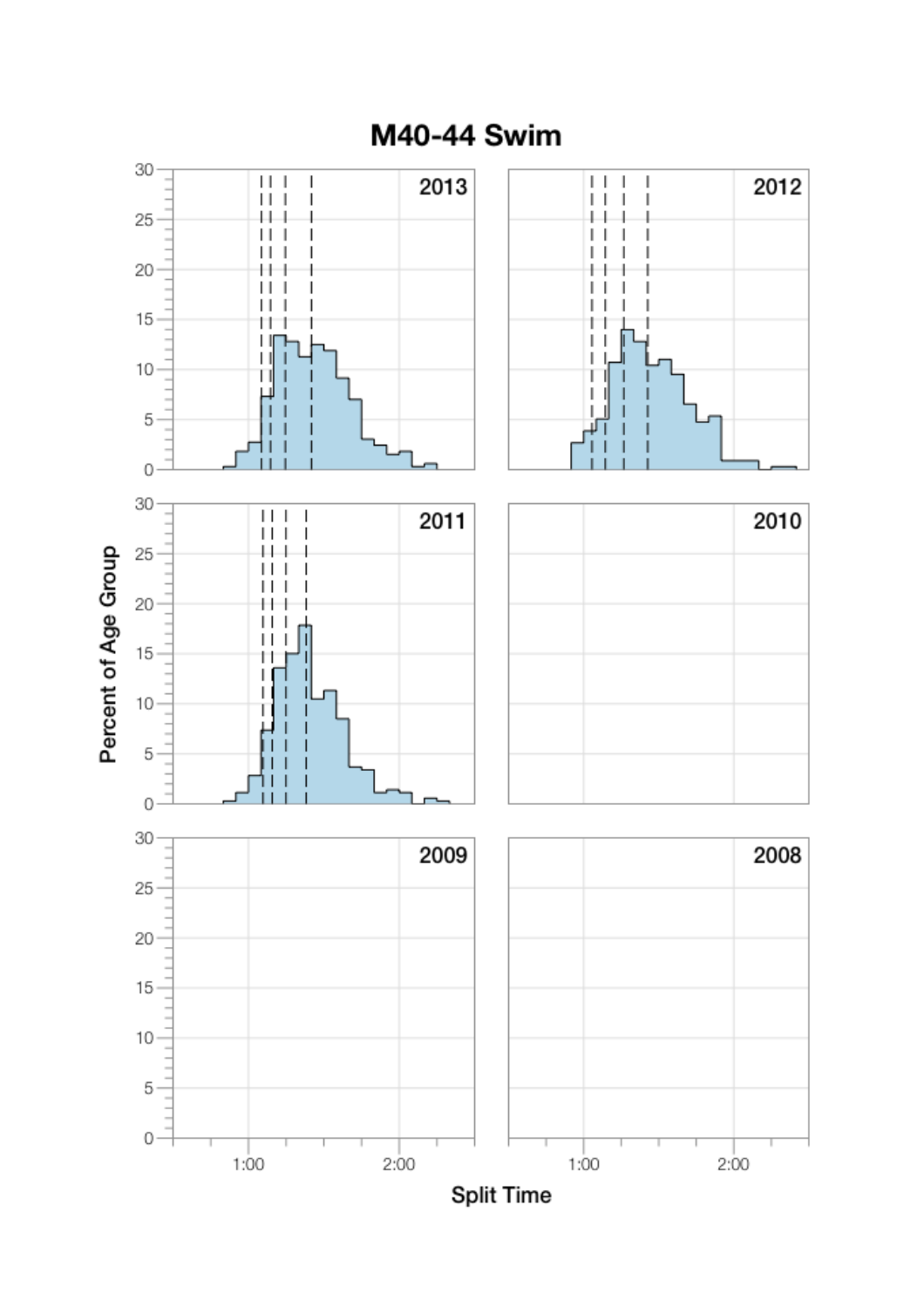# M40-44 Swim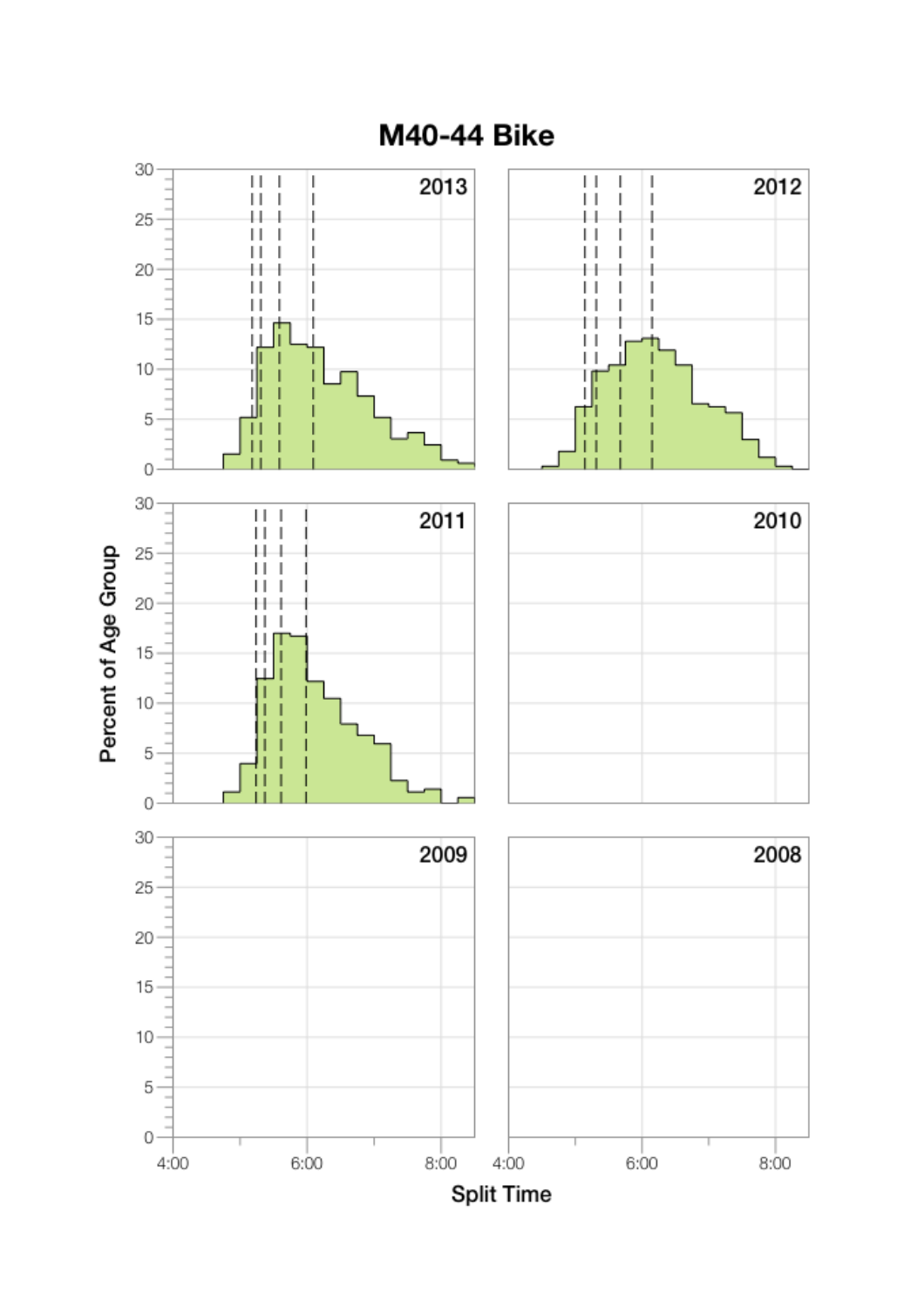# M40-44 Bike

2013

2012

2011

2010

2009

2008

Percent of Age Group

Split Time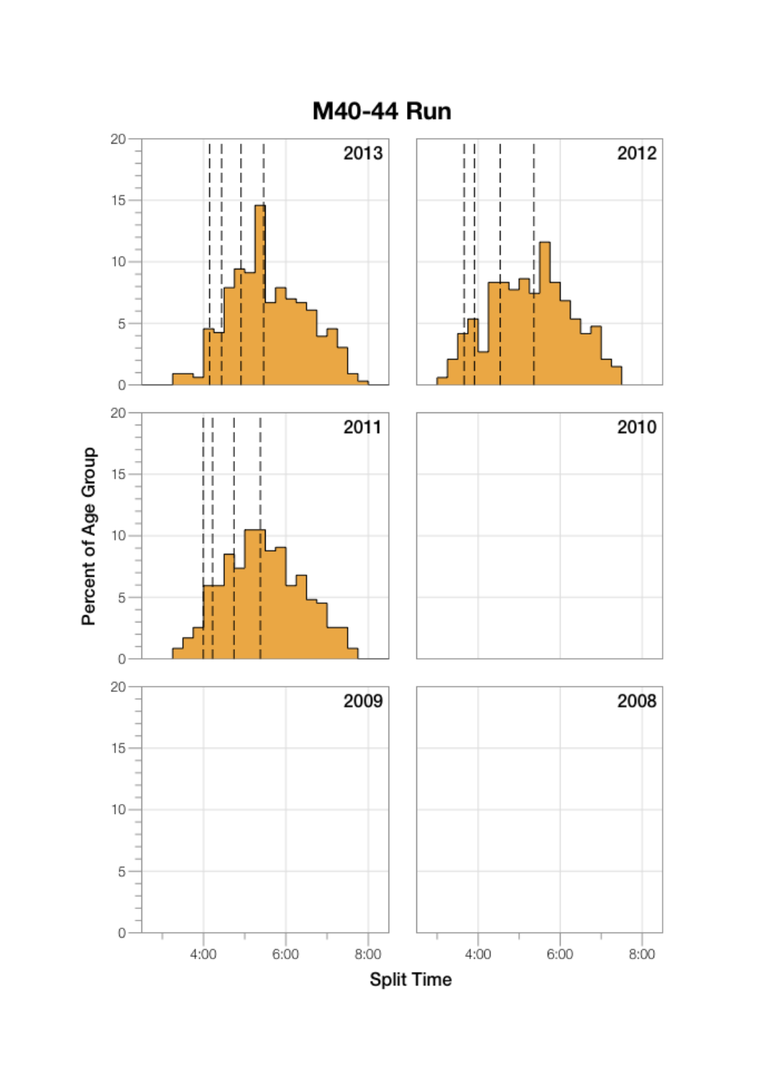# M40-44 Run

2013

2012

2011

2010

2009

2008

Percent of Age Group

Split Time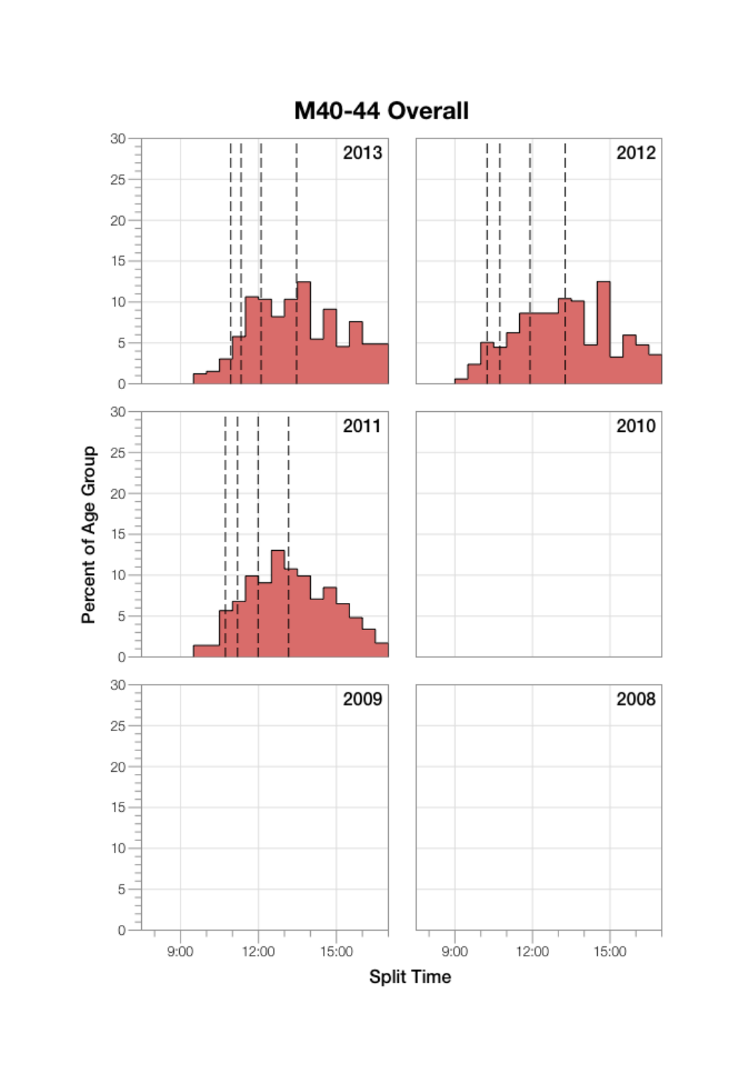# M40-44 Overall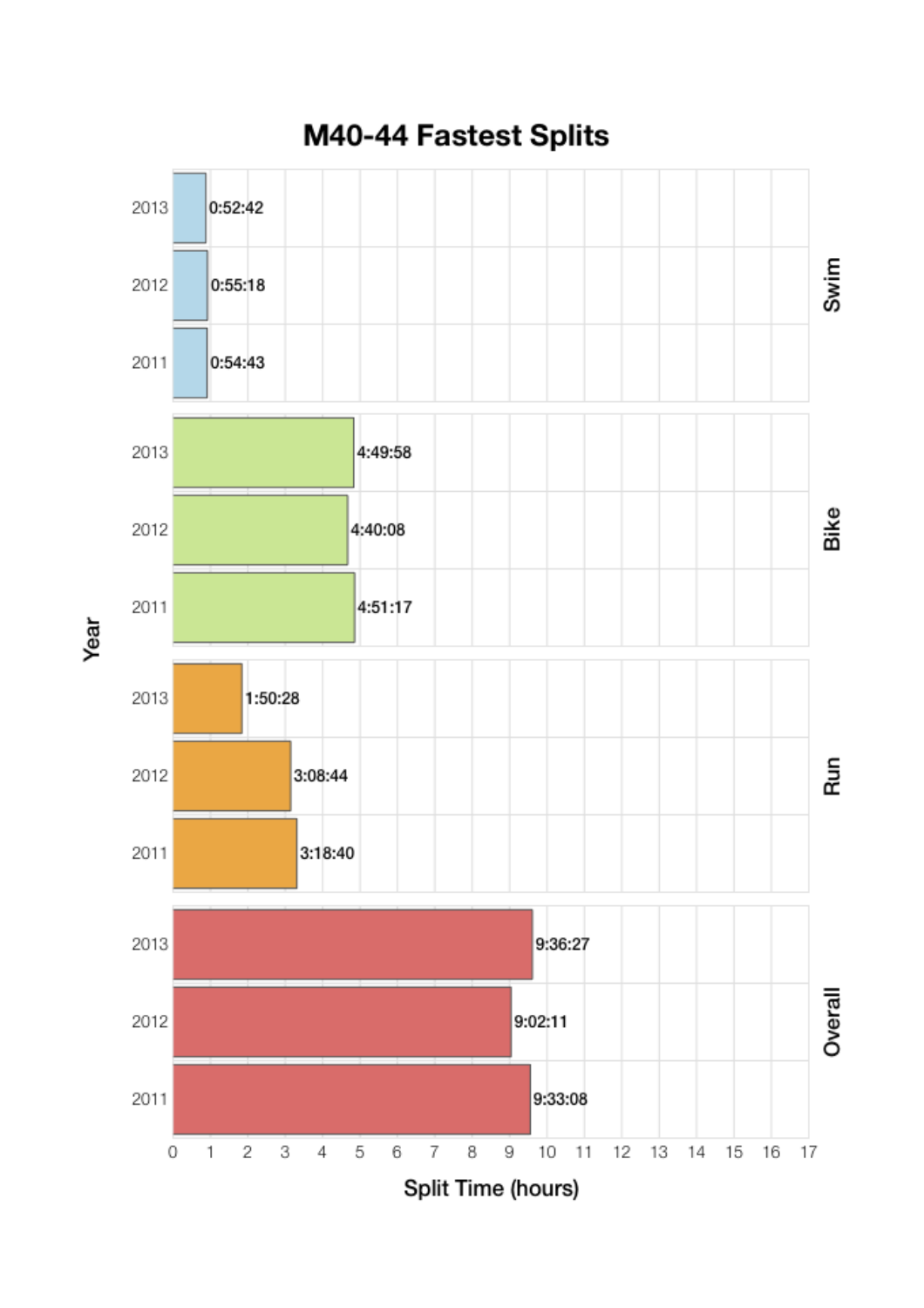# M40-44 Fastest Splits

| Split | Year | Split Time |
| --- | --- | --- |
| Swim | 2013 | 0:52:42 |
| Swim | 2012 | 0:55:18 |
| Swim | 2011 | 0:54:43 |
| Bike | 2013 | 4:49:58 |
| Bike | 2012 | 4:40:08 |
| Bike | 2011 | 4:51:17 |
| Run | 2013 | 1:50:28 |
| Run | 2012 | 3:08:44 |
| Run | 2011 | 3:18:40 |
| Overall | 2013 | 9:36:27 |
| Overall | 2012 | 9:02:11 |
| Overall | 2011 | 9:33:08 |

Split Time (hours)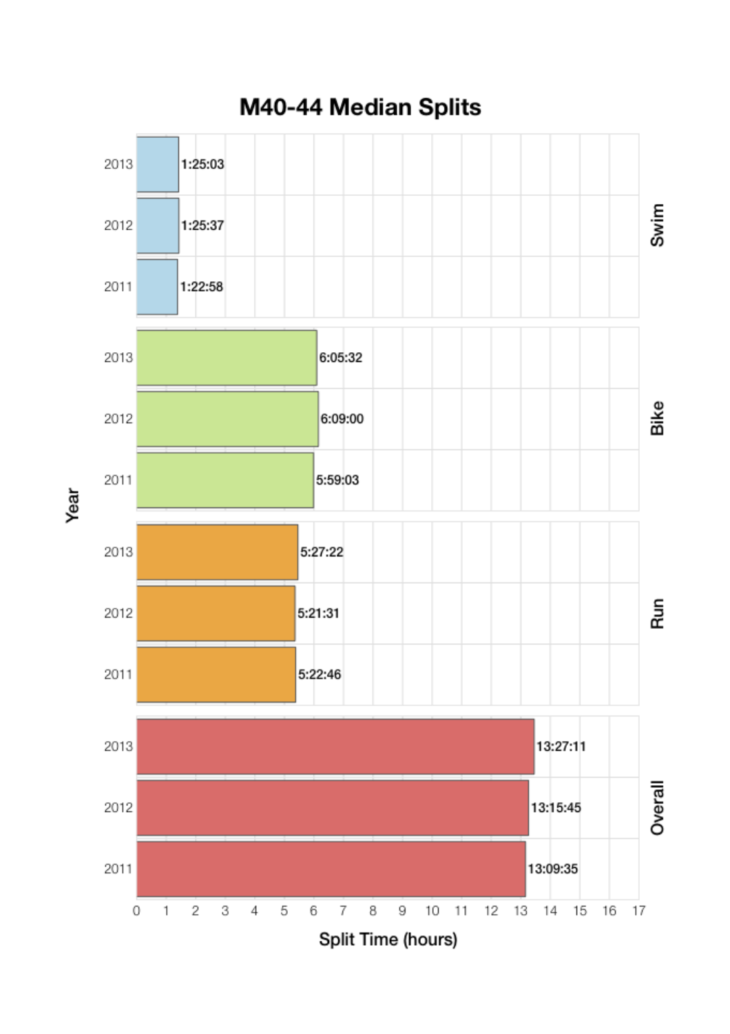# M40-44 Median Splits

| Segment | Year | Split Time |
| --- | --- | --- |
| Swim | 2013 | 1:25:03 |
| Swim | 2012 | 1:25:37 |
| Swim | 2011 | 1:22:58 |
| Bike | 2013 | 6:05:32 |
| Bike | 2012 | 6:09:00 |
| Bike | 2011 | 5:59:03 |
| Run | 2013 | 5:27:22 |
| Run | 2012 | 5:21:31 |
| Run | 2011 | 5:22:46 |
| Overall | 2013 | 13:27:11 |
| Overall | 2012 | 13:15:45 |
| Overall | 2011 | 13:09:35 |

Split Time (hours)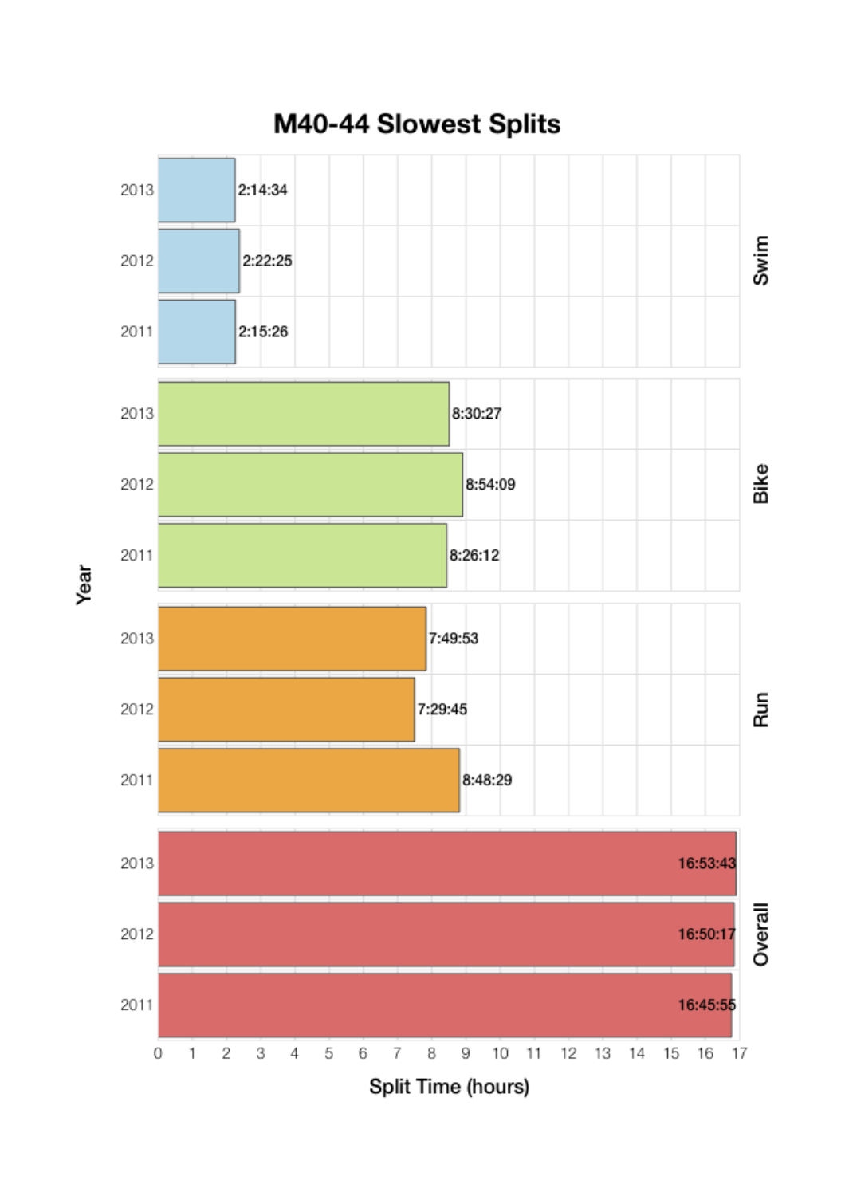# M40-44 Slowest Splits

| Split | Year | Split Time |
|---|---|---|
| Swim | 2013 | 2:14:34 |
| Swim | 2012 | 2:22:25 |
| Swim | 2011 | 2:15:26 |
| Bike | 2013 | 8:30:27 |
| Bike | 2012 | 8:54:09 |
| Bike | 2011 | 8:26:12 |
| Run | 2013 | 7:49:53 |
| Run | 2012 | 7:29:45 |
| Run | 2011 | 8:48:29 |
| Overall | 2013 | 16:53:43 |
| Overall | 2012 | 16:50:17 |
| Overall | 2011 | 16:45:55 |

Split Time (hours)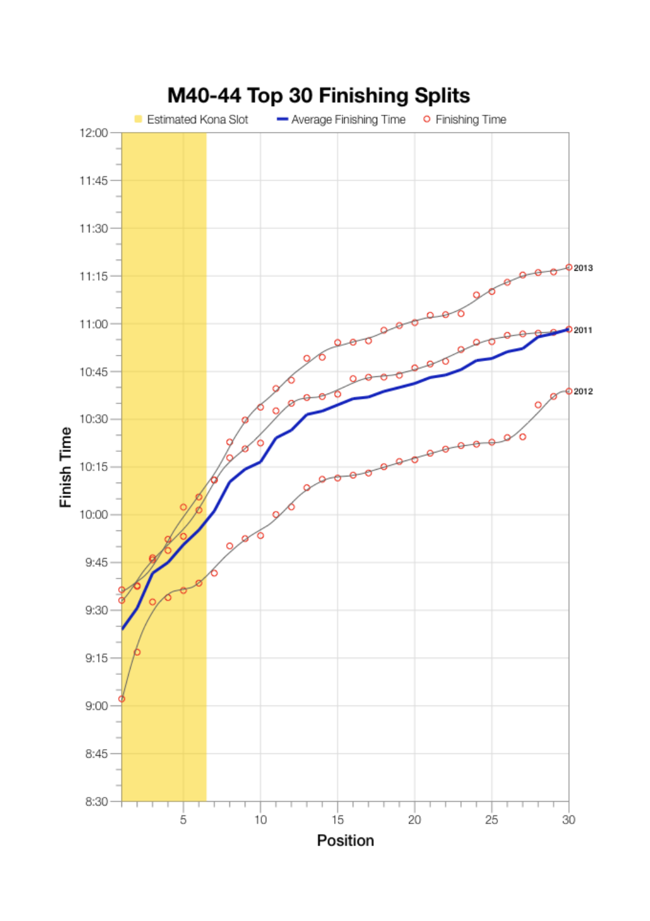# M40-44 Top 30 Finishing Splits

Estimated Kona Slot · Average Finishing Time · Finishing Time

Finish Time (8:30–12:00) vs. Position (1–30)

Series: 2011, 2012, 2013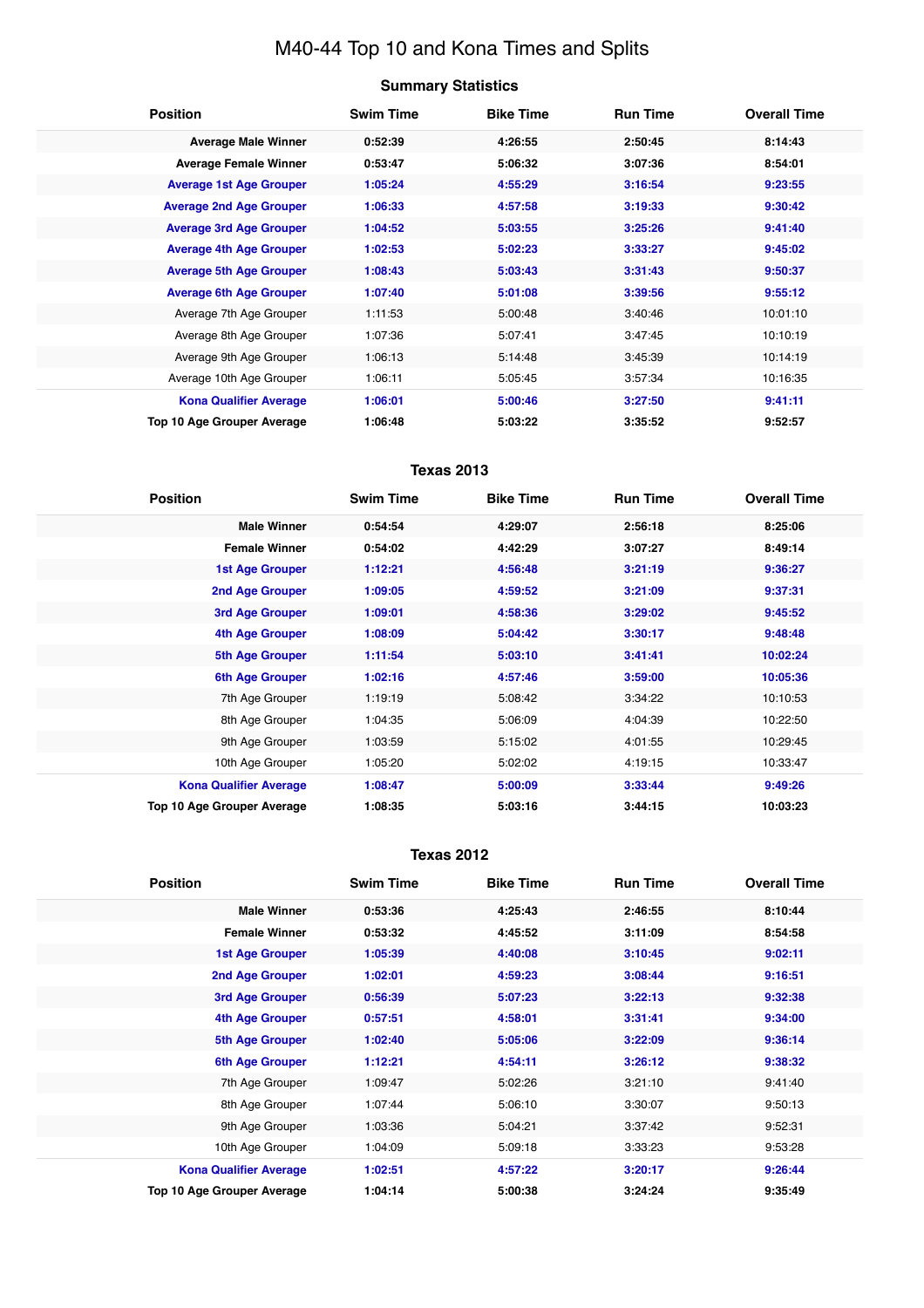# M40-44 Top 10 and Kona Times and Splits

### Summary Statistics

| Position | Swim Time | Bike Time | Run Time | Overall Time |
|---|---|---|---|---|
| **Average Male Winner** | **0:52:39** | **4:26:55** | **2:50:45** | **8:14:43** |
| **Average Female Winner** | **0:53:47** | **5:06:32** | **3:07:36** | **8:54:01** |
| **Average 1st Age Grouper** | **1:05:24** | **4:55:29** | **3:16:54** | **9:23:55** |
| **Average 2nd Age Grouper** | **1:06:33** | **4:57:58** | **3:19:33** | **9:30:42** |
| **Average 3rd Age Grouper** | **1:04:52** | **5:03:55** | **3:25:26** | **9:41:40** |
| **Average 4th Age Grouper** | **1:02:53** | **5:02:23** | **3:33:27** | **9:45:02** |
| **Average 5th Age Grouper** | **1:08:43** | **5:03:43** | **3:31:43** | **9:50:37** |
| **Average 6th Age Grouper** | **1:07:40** | **5:01:08** | **3:39:56** | **9:55:12** |
| Average 7th Age Grouper | 1:11:53 | 5:00:48 | 3:40:46 | 10:01:10 |
| Average 8th Age Grouper | 1:07:36 | 5:07:41 | 3:47:45 | 10:10:19 |
| Average 9th Age Grouper | 1:06:13 | 5:14:48 | 3:45:39 | 10:14:19 |
| Average 10th Age Grouper | 1:06:11 | 5:05:45 | 3:57:34 | 10:16:35 |
| **Kona Qualifier Average** | **1:06:01** | **5:00:46** | **3:27:50** | **9:41:11** |
| **Top 10 Age Grouper Average** | **1:06:48** | **5:03:22** | **3:35:52** | **9:52:57** |

### Texas 2013

| Position | Swim Time | Bike Time | Run Time | Overall Time |
|---|---|---|---|---|
| **Male Winner** | **0:54:54** | **4:29:07** | **2:56:18** | **8:25:06** |
| **Female Winner** | **0:54:02** | **4:42:29** | **3:07:27** | **8:49:14** |
| **1st Age Grouper** | **1:12:21** | **4:56:48** | **3:21:19** | **9:36:27** |
| **2nd Age Grouper** | **1:09:05** | **4:59:52** | **3:21:09** | **9:37:31** |
| **3rd Age Grouper** | **1:09:01** | **4:58:36** | **3:29:02** | **9:45:52** |
| **4th Age Grouper** | **1:08:09** | **5:04:42** | **3:30:17** | **9:48:48** |
| **5th Age Grouper** | **1:11:54** | **5:03:10** | **3:41:41** | **10:02:24** |
| **6th Age Grouper** | **1:02:16** | **4:57:46** | **3:59:00** | **10:05:36** |
| 7th Age Grouper | 1:19:19 | 5:08:42 | 3:34:22 | 10:10:53 |
| 8th Age Grouper | 1:04:35 | 5:06:09 | 4:04:39 | 10:22:50 |
| 9th Age Grouper | 1:03:59 | 5:15:02 | 4:01:55 | 10:29:45 |
| 10th Age Grouper | 1:05:20 | 5:02:02 | 4:19:15 | 10:33:47 |
| **Kona Qualifier Average** | **1:08:47** | **5:00:09** | **3:33:44** | **9:49:26** |
| **Top 10 Age Grouper Average** | **1:08:35** | **5:03:16** | **3:44:15** | **10:03:23** |

### Texas 2012

| Position | Swim Time | Bike Time | Run Time | Overall Time |
|---|---|---|---|---|
| **Male Winner** | **0:53:36** | **4:25:43** | **2:46:55** | **8:10:44** |
| **Female Winner** | **0:53:32** | **4:45:52** | **3:11:09** | **8:54:58** |
| **1st Age Grouper** | **1:05:39** | **4:40:08** | **3:10:45** | **9:02:11** |
| **2nd Age Grouper** | **1:02:01** | **4:59:23** | **3:08:44** | **9:16:51** |
| **3rd Age Grouper** | **0:56:39** | **5:07:23** | **3:22:13** | **9:32:38** |
| **4th Age Grouper** | **0:57:51** | **4:58:01** | **3:31:41** | **9:34:00** |
| **5th Age Grouper** | **1:02:40** | **5:05:06** | **3:22:09** | **9:36:14** |
| **6th Age Grouper** | **1:12:21** | **4:54:11** | **3:26:12** | **9:38:32** |
| 7th Age Grouper | 1:09:47 | 5:02:26 | 3:21:10 | 9:41:40 |
| 8th Age Grouper | 1:07:44 | 5:06:10 | 3:30:07 | 9:50:13 |
| 9th Age Grouper | 1:03:36 | 5:04:21 | 3:37:42 | 9:52:31 |
| 10th Age Grouper | 1:04:09 | 5:09:18 | 3:33:23 | 9:53:28 |
| **Kona Qualifier Average** | **1:02:51** | **4:57:22** | **3:20:17** | **9:26:44** |
| **Top 10 Age Grouper Average** | **1:04:14** | **5:00:38** | **3:24:24** | **9:35:49** |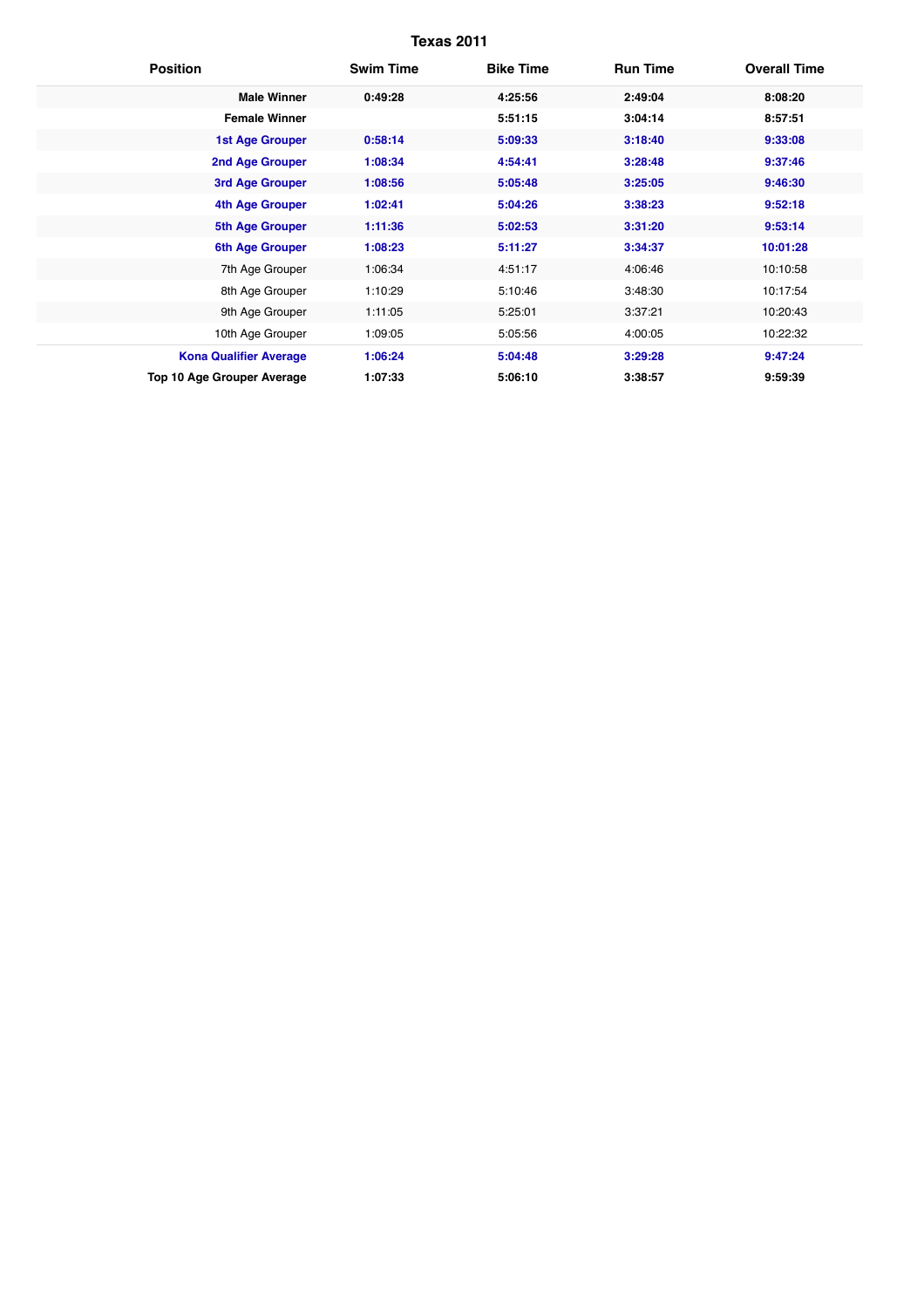## Texas 2011

| Position | Swim Time | Bike Time | Run Time | Overall Time |
|---|---|---|---|---|
| **Male Winner** | **0:49:28** | **4:25:56** | **2:49:04** | **8:08:20** |
| **Female Winner** | | **5:51:15** | **3:04:14** | **8:57:51** |
| **1st Age Grouper** | **0:58:14** | **5:09:33** | **3:18:40** | **9:33:08** |
| **2nd Age Grouper** | **1:08:34** | **4:54:41** | **3:28:48** | **9:37:46** |
| **3rd Age Grouper** | **1:08:56** | **5:05:48** | **3:25:05** | **9:46:30** |
| **4th Age Grouper** | **1:02:41** | **5:04:26** | **3:38:23** | **9:52:18** |
| **5th Age Grouper** | **1:11:36** | **5:02:53** | **3:31:20** | **9:53:14** |
| **6th Age Grouper** | **1:08:23** | **5:11:27** | **3:34:37** | **10:01:28** |
| 7th Age Grouper | 1:06:34 | 4:51:17 | 4:06:46 | 10:10:58 |
| 8th Age Grouper | 1:10:29 | 5:10:46 | 3:48:30 | 10:17:54 |
| 9th Age Grouper | 1:11:05 | 5:25:01 | 3:37:21 | 10:20:43 |
| 10th Age Grouper | 1:09:05 | 5:05:56 | 4:00:05 | 10:22:32 |
| **Kona Qualifier Average** | **1:06:24** | **5:04:48** | **3:29:28** | **9:47:24** |
| **Top 10 Age Grouper Average** | **1:07:33** | **5:06:10** | **3:38:57** | **9:59:39** |